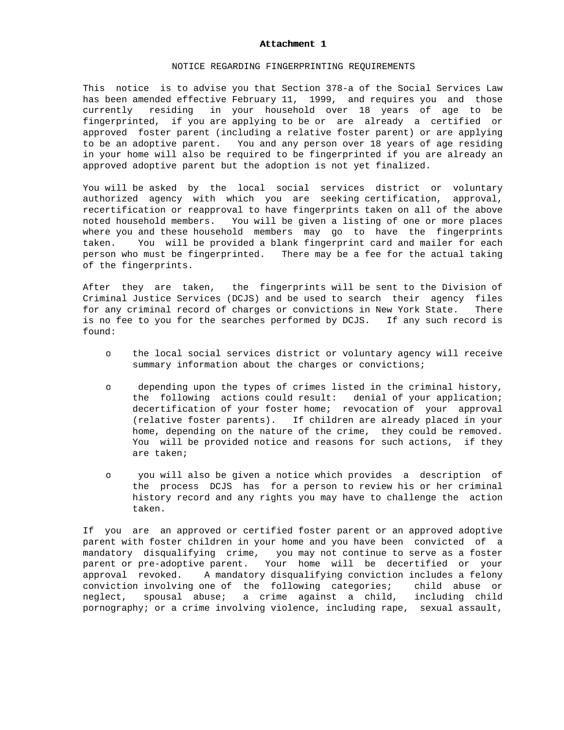**Attachment 1**

NOTICE REGARDING FINGERPRINTING REQUIREMENTS

This notice is to advise you that Section 378-a of the Social Services Law has been amended effective February 11, 1999, and requires you and those currently residing in your household over 18 years of age to be fingerprinted, if you are applying to be or are already a certified or approved foster parent (including a relative foster parent) or are applying to be an adoptive parent. You and any person over 18 years of age residing in your home will also be required to be fingerprinted if you are already an approved adoptive parent but the adoption is not yet finalized.

You will be asked by the local social services district or voluntary authorized agency with which you are seeking certification, approval, recertification or reapproval to have fingerprints taken on all of the above noted household members. You will be given a listing of one or more places where you and these household members may go to have the fingerprints taken. You will be provided a blank fingerprint card and mailer for each person who must be fingerprinted. There may be a fee for the actual taking of the fingerprints.

After they are taken, the fingerprints will be sent to the Division of Criminal Justice Services (DCJS) and be used to search their agency files for any criminal record of charges or convictions in New York State. There is no fee to you for the searches performed by DCJS. If any such record is found:

- the local social services district or voluntary agency will receive summary information about the charges or convictions;
- depending upon the types of crimes listed in the criminal history, the following actions could result: denial of your application; decertification of your foster home; revocation of your approval (relative foster parents). If children are already placed in your home, depending on the nature of the crime, they could be removed. You will be provided notice and reasons for such actions, if they are taken;
- you will also be given a notice which provides a description of the process DCJS has for a person to review his or her criminal history record and any rights you may have to challenge the action taken.

If you are an approved or certified foster parent or an approved adoptive parent with foster children in your home and you have been convicted of a mandatory disqualifying crime, you may not continue to serve as a foster parent or pre-adoptive parent. Your home will be decertified or your approval revoked. A mandatory disqualifying conviction includes a felony conviction involving one of the following categories; child abuse or neglect, spousal abuse; a crime against a child, including child pornography; or a crime involving violence, including rape, sexual assault,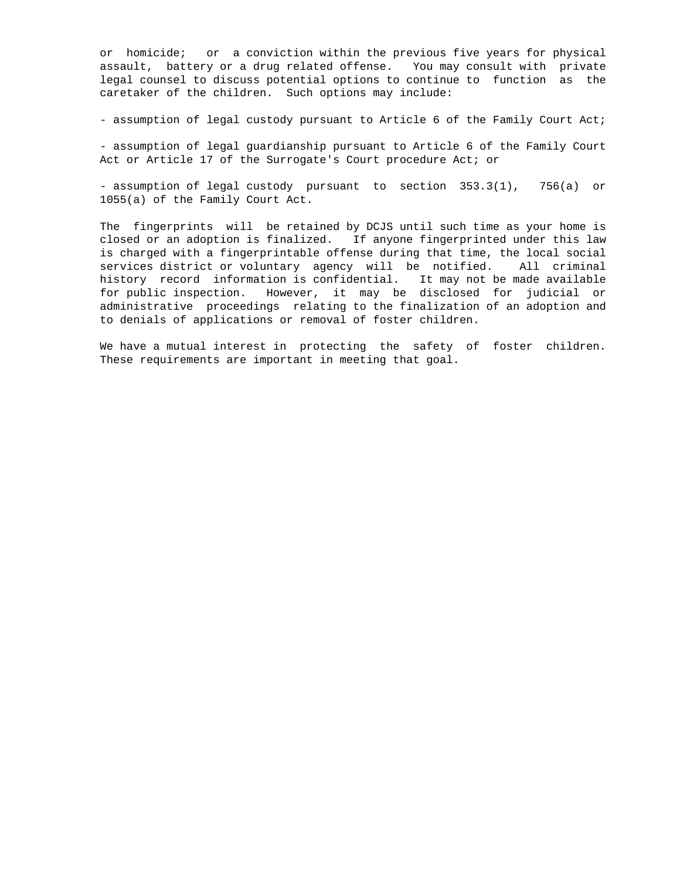or homicide; or a conviction within the previous five years for physical assault, battery or a drug related offense. You may consult with private legal counsel to discuss potential options to continue to function as the caretaker of the children. Such options may include:

- assumption of legal custody pursuant to Article 6 of the Family Court Act;

- assumption of legal guardianship pursuant to Article 6 of the Family Court Act or Article 17 of the Surrogate's Court procedure Act; or

- assumption of legal custody pursuant to section 353.3(1), 756(a) or 1055(a) of the Family Court Act.

The fingerprints will be retained by DCJS until such time as your home is closed or an adoption is finalized. If anyone fingerprinted under this law is charged with a fingerprintable offense during that time, the local social services district or voluntary agency will be notified. All criminal history record information is confidential. It may not be made available for public inspection. However, it may be disclosed for judicial or administrative proceedings relating to the finalization of an adoption and to denials of applications or removal of foster children.

We have a mutual interest in protecting the safety of foster children. These requirements are important in meeting that goal.